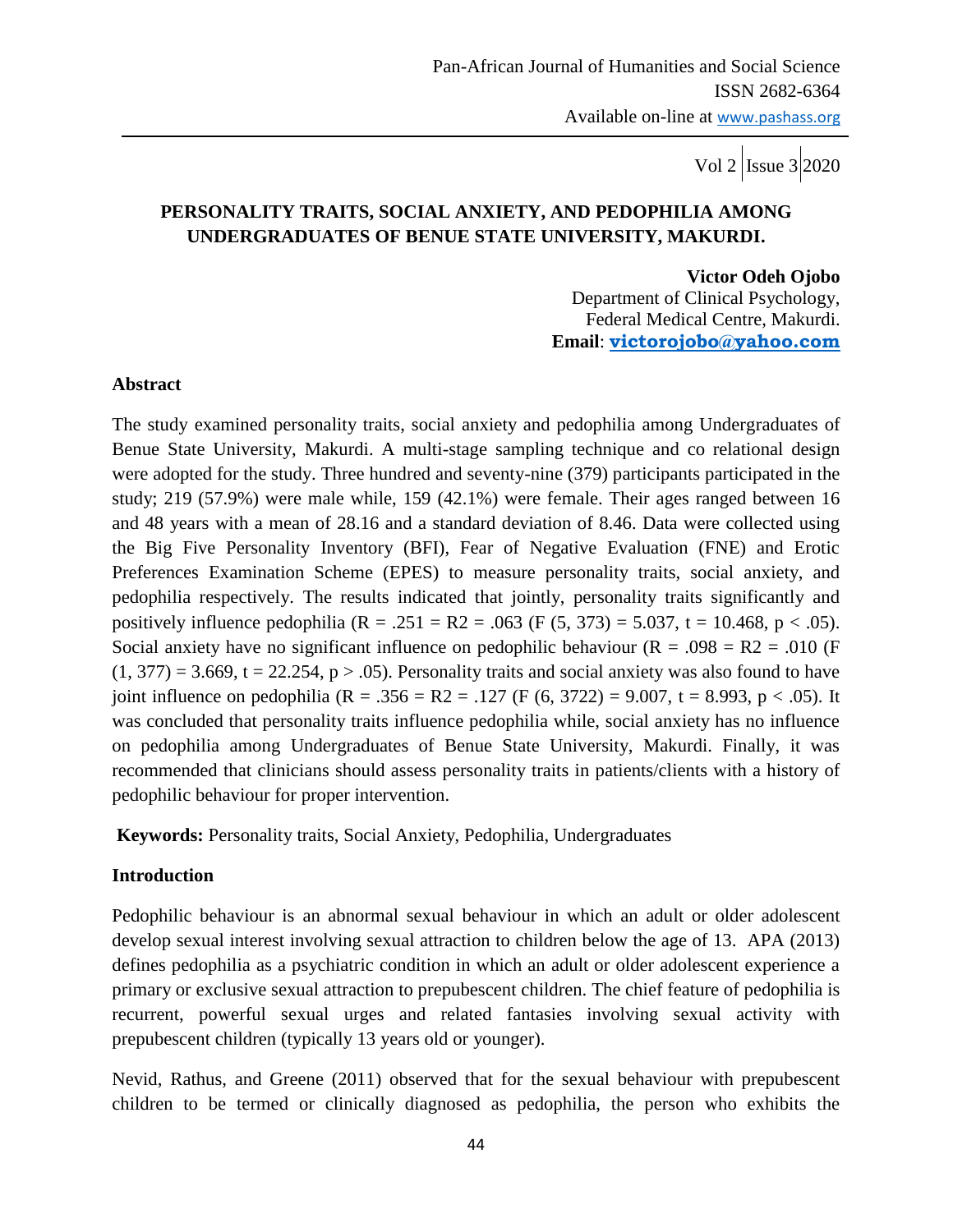# PERSONALITY TRAITS, SOCIAL ANXIETY, AND PEDOPHILIA AMONG UNDERGRADUATES OF BENUE STATE UNIVERSITY, MAKURDI.

**Victor Odeh Ojobo**
Department of Clinical Psychology,
Federal Medical Centre, Makurdi.
**Email**: **victorojobo@yahoo.com**

## Abstract

The study examined personality traits, social anxiety and pedophilia among Undergraduates of Benue State University, Makurdi. A multi-stage sampling technique and co relational design were adopted for the study. Three hundred and seventy-nine (379) participants participated in the study; 219 (57.9%) were male while, 159 (42.1%) were female. Their ages ranged between 16 and 48 years with a mean of 28.16 and a standard deviation of 8.46. Data were collected using the Big Five Personality Inventory (BFI), Fear of Negative Evaluation (FNE) and Erotic Preferences Examination Scheme (EPES) to measure personality traits, social anxiety, and pedophilia respectively. The results indicated that jointly, personality traits significantly and positively influence pedophilia ($R = .251 = R2 = .063$ ($F (5, 373) = 5.037$, $t = 10.468$, $p < .05$). Social anxiety have no significant influence on pedophilic behaviour ($R = .098 = R2 = .010$ ($F (1, 377) = 3.669$, $t = 22.254$, $p > .05$). Personality traits and social anxiety was also found to have joint influence on pedophilia ($R = .356 = R2 = .127$ ($F (6, 3722) = 9.007$, $t = 8.993$, $p < .05$). It was concluded that personality traits influence pedophilia while, social anxiety has no influence on pedophilia among Undergraduates of Benue State University, Makurdi. Finally, it was recommended that clinicians should assess personality traits in patients/clients with a history of pedophilic behaviour for proper intervention.

**Keywords:** Personality traits, Social Anxiety, Pedophilia, Undergraduates

## Introduction

Pedophilic behaviour is an abnormal sexual behaviour in which an adult or older adolescent develop sexual interest involving sexual attraction to children below the age of 13. APA (2013) defines pedophilia as a psychiatric condition in which an adult or older adolescent experience a primary or exclusive sexual attraction to prepubescent children. The chief feature of pedophilia is recurrent, powerful sexual urges and related fantasies involving sexual activity with prepubescent children (typically 13 years old or younger).

Nevid, Rathus, and Greene (2011) observed that for the sexual behaviour with prepubescent children to be termed or clinically diagnosed as pedophilia, the person who exhibits the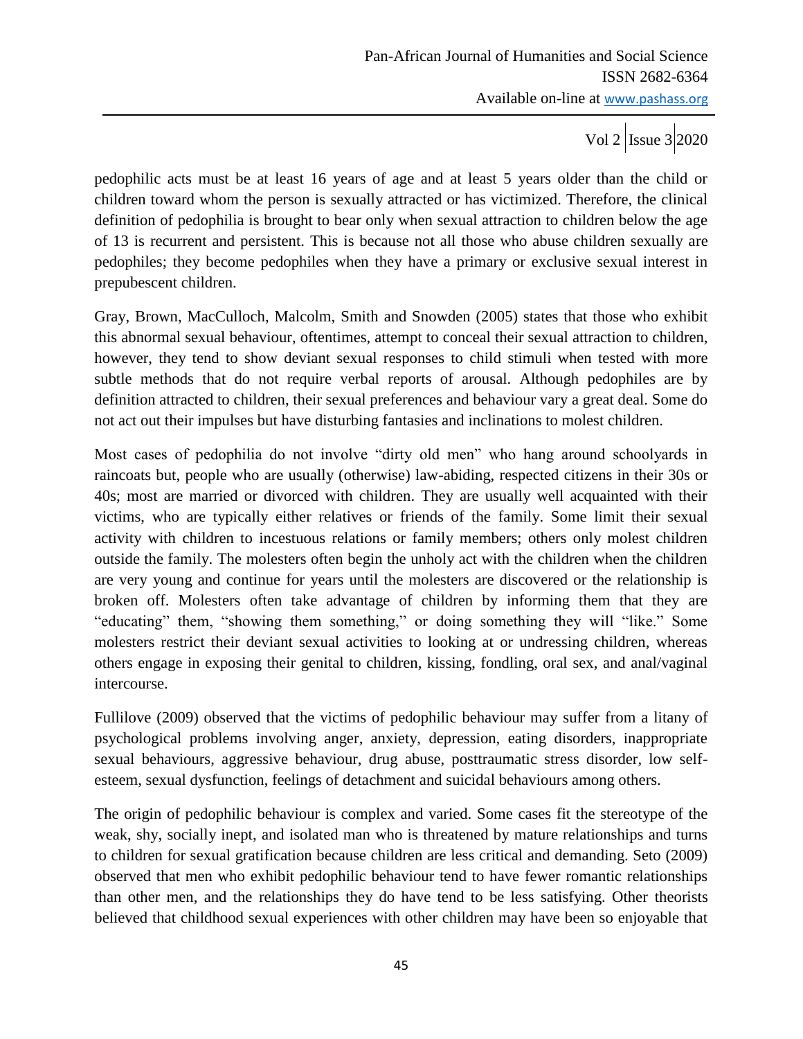pedophilic acts must be at least 16 years of age and at least 5 years older than the child or children toward whom the person is sexually attracted or has victimized. Therefore, the clinical definition of pedophilia is brought to bear only when sexual attraction to children below the age of 13 is recurrent and persistent. This is because not all those who abuse children sexually are pedophiles; they become pedophiles when they have a primary or exclusive sexual interest in prepubescent children.

Gray, Brown, MacCulloch, Malcolm, Smith and Snowden (2005) states that those who exhibit this abnormal sexual behaviour, oftentimes, attempt to conceal their sexual attraction to children, however, they tend to show deviant sexual responses to child stimuli when tested with more subtle methods that do not require verbal reports of arousal. Although pedophiles are by definition attracted to children, their sexual preferences and behaviour vary a great deal. Some do not act out their impulses but have disturbing fantasies and inclinations to molest children.

Most cases of pedophilia do not involve "dirty old men" who hang around schoolyards in raincoats but, people who are usually (otherwise) law-abiding, respected citizens in their 30s or 40s; most are married or divorced with children. They are usually well acquainted with their victims, who are typically either relatives or friends of the family. Some limit their sexual activity with children to incestuous relations or family members; others only molest children outside the family. The molesters often begin the unholy act with the children when the children are very young and continue for years until the molesters are discovered or the relationship is broken off. Molesters often take advantage of children by informing them that they are "educating" them, "showing them something," or doing something they will "like." Some molesters restrict their deviant sexual activities to looking at or undressing children, whereas others engage in exposing their genital to children, kissing, fondling, oral sex, and anal/vaginal intercourse.

Fullilove (2009) observed that the victims of pedophilic behaviour may suffer from a litany of psychological problems involving anger, anxiety, depression, eating disorders, inappropriate sexual behaviours, aggressive behaviour, drug abuse, posttraumatic stress disorder, low self-esteem, sexual dysfunction, feelings of detachment and suicidal behaviours among others.

The origin of pedophilic behaviour is complex and varied. Some cases fit the stereotype of the weak, shy, socially inept, and isolated man who is threatened by mature relationships and turns to children for sexual gratification because children are less critical and demanding. Seto (2009) observed that men who exhibit pedophilic behaviour tend to have fewer romantic relationships than other men, and the relationships they do have tend to be less satisfying. Other theorists believed that childhood sexual experiences with other children may have been so enjoyable that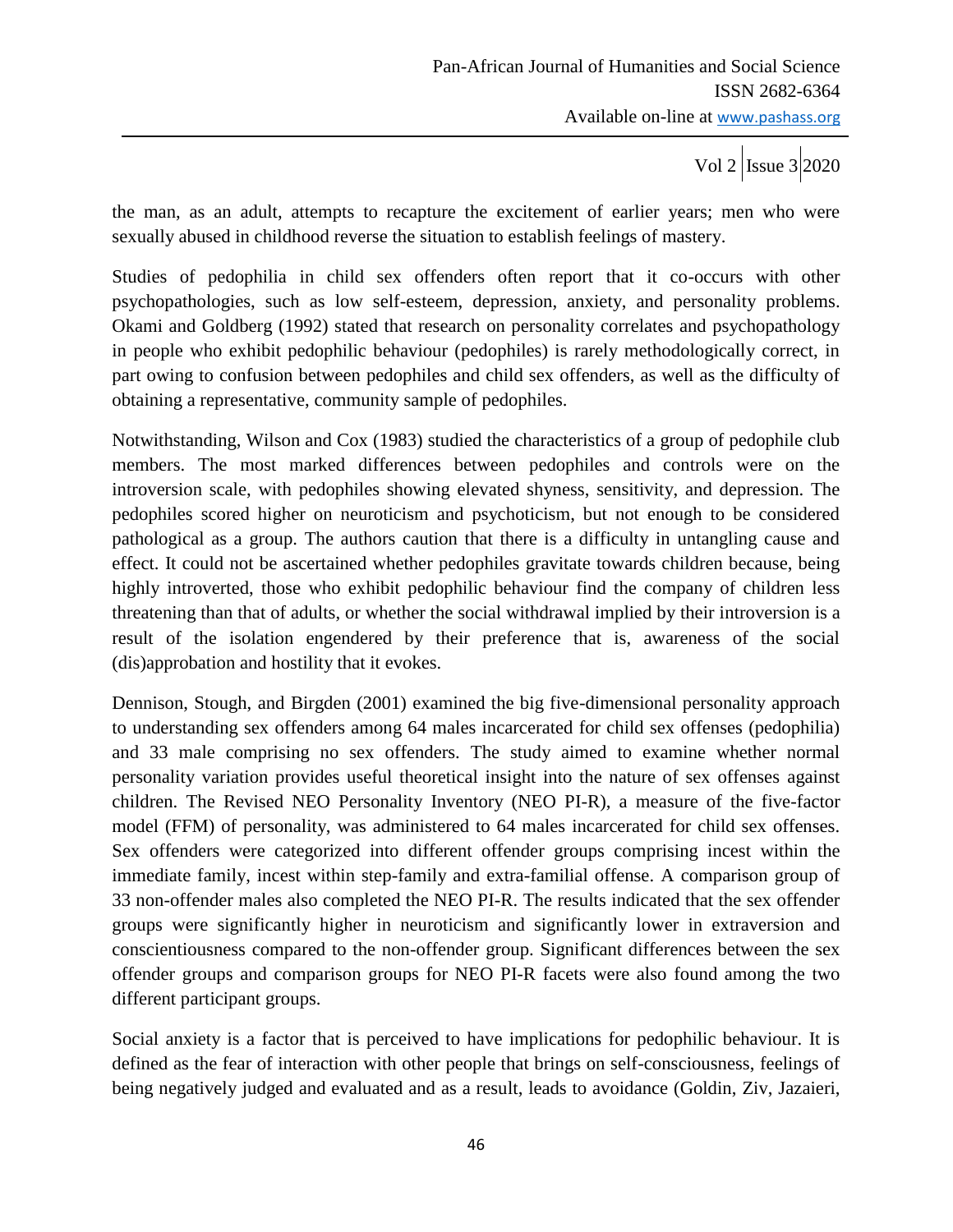the man, as an adult, attempts to recapture the excitement of earlier years; men who were sexually abused in childhood reverse the situation to establish feelings of mastery.

Studies of pedophilia in child sex offenders often report that it co-occurs with other psychopathologies, such as low self-esteem, depression, anxiety, and personality problems. Okami and Goldberg (1992) stated that research on personality correlates and psychopathology in people who exhibit pedophilic behaviour (pedophiles) is rarely methodologically correct, in part owing to confusion between pedophiles and child sex offenders, as well as the difficulty of obtaining a representative, community sample of pedophiles.

Notwithstanding, Wilson and Cox (1983) studied the characteristics of a group of pedophile club members. The most marked differences between pedophiles and controls were on the introversion scale, with pedophiles showing elevated shyness, sensitivity, and depression. The pedophiles scored higher on neuroticism and psychoticism, but not enough to be considered pathological as a group. The authors caution that there is a difficulty in untangling cause and effect. It could not be ascertained whether pedophiles gravitate towards children because, being highly introverted, those who exhibit pedophilic behaviour find the company of children less threatening than that of adults, or whether the social withdrawal implied by their introversion is a result of the isolation engendered by their preference that is, awareness of the social (dis)approbation and hostility that it evokes.

Dennison, Stough, and Birgden (2001) examined the big five-dimensional personality approach to understanding sex offenders among 64 males incarcerated for child sex offenses (pedophilia) and 33 male comprising no sex offenders. The study aimed to examine whether normal personality variation provides useful theoretical insight into the nature of sex offenses against children. The Revised NEO Personality Inventory (NEO PI-R), a measure of the five-factor model (FFM) of personality, was administered to 64 males incarcerated for child sex offenses. Sex offenders were categorized into different offender groups comprising incest within the immediate family, incest within step-family and extra-familial offense. A comparison group of 33 non-offender males also completed the NEO PI-R. The results indicated that the sex offender groups were significantly higher in neuroticism and significantly lower in extraversion and conscientiousness compared to the non-offender group. Significant differences between the sex offender groups and comparison groups for NEO PI-R facets were also found among the two different participant groups.

Social anxiety is a factor that is perceived to have implications for pedophilic behaviour. It is defined as the fear of interaction with other people that brings on self-consciousness, feelings of being negatively judged and evaluated and as a result, leads to avoidance (Goldin, Ziv, Jazaieri,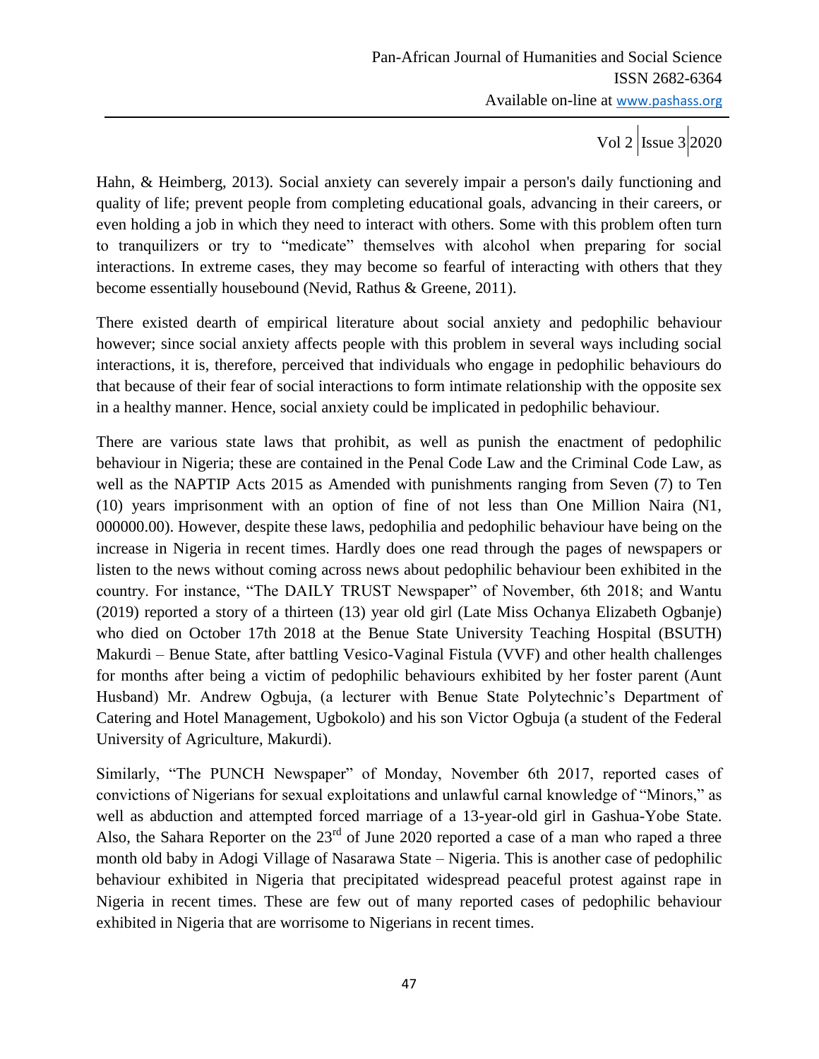Hahn, & Heimberg, 2013). Social anxiety can severely impair a person's daily functioning and quality of life; prevent people from completing educational goals, advancing in their careers, or even holding a job in which they need to interact with others. Some with this problem often turn to tranquilizers or try to "medicate" themselves with alcohol when preparing for social interactions. In extreme cases, they may become so fearful of interacting with others that they become essentially housebound (Nevid, Rathus & Greene, 2011).

There existed dearth of empirical literature about social anxiety and pedophilic behaviour however; since social anxiety affects people with this problem in several ways including social interactions, it is, therefore, perceived that individuals who engage in pedophilic behaviours do that because of their fear of social interactions to form intimate relationship with the opposite sex in a healthy manner. Hence, social anxiety could be implicated in pedophilic behaviour.

There are various state laws that prohibit, as well as punish the enactment of pedophilic behaviour in Nigeria; these are contained in the Penal Code Law and the Criminal Code Law, as well as the NAPTIP Acts 2015 as Amended with punishments ranging from Seven (7) to Ten (10) years imprisonment with an option of fine of not less than One Million Naira (N1, 000000.00). However, despite these laws, pedophilia and pedophilic behaviour have being on the increase in Nigeria in recent times. Hardly does one read through the pages of newspapers or listen to the news without coming across news about pedophilic behaviour been exhibited in the country. For instance, "The DAILY TRUST Newspaper" of November, 6th 2018; and Wantu (2019) reported a story of a thirteen (13) year old girl (Late Miss Ochanya Elizabeth Ogbanje) who died on October 17th 2018 at the Benue State University Teaching Hospital (BSUTH) Makurdi – Benue State, after battling Vesico-Vaginal Fistula (VVF) and other health challenges for months after being a victim of pedophilic behaviours exhibited by her foster parent (Aunt Husband) Mr. Andrew Ogbuja, (a lecturer with Benue State Polytechnic's Department of Catering and Hotel Management, Ugbokolo) and his son Victor Ogbuja (a student of the Federal University of Agriculture, Makurdi).

Similarly, "The PUNCH Newspaper" of Monday, November 6th 2017, reported cases of convictions of Nigerians for sexual exploitations and unlawful carnal knowledge of "Minors," as well as abduction and attempted forced marriage of a 13-year-old girl in Gashua-Yobe State. Also, the Sahara Reporter on the 23rd of June 2020 reported a case of a man who raped a three month old baby in Adogi Village of Nasarawa State – Nigeria. This is another case of pedophilic behaviour exhibited in Nigeria that precipitated widespread peaceful protest against rape in Nigeria in recent times. These are few out of many reported cases of pedophilic behaviour exhibited in Nigeria that are worrisome to Nigerians in recent times.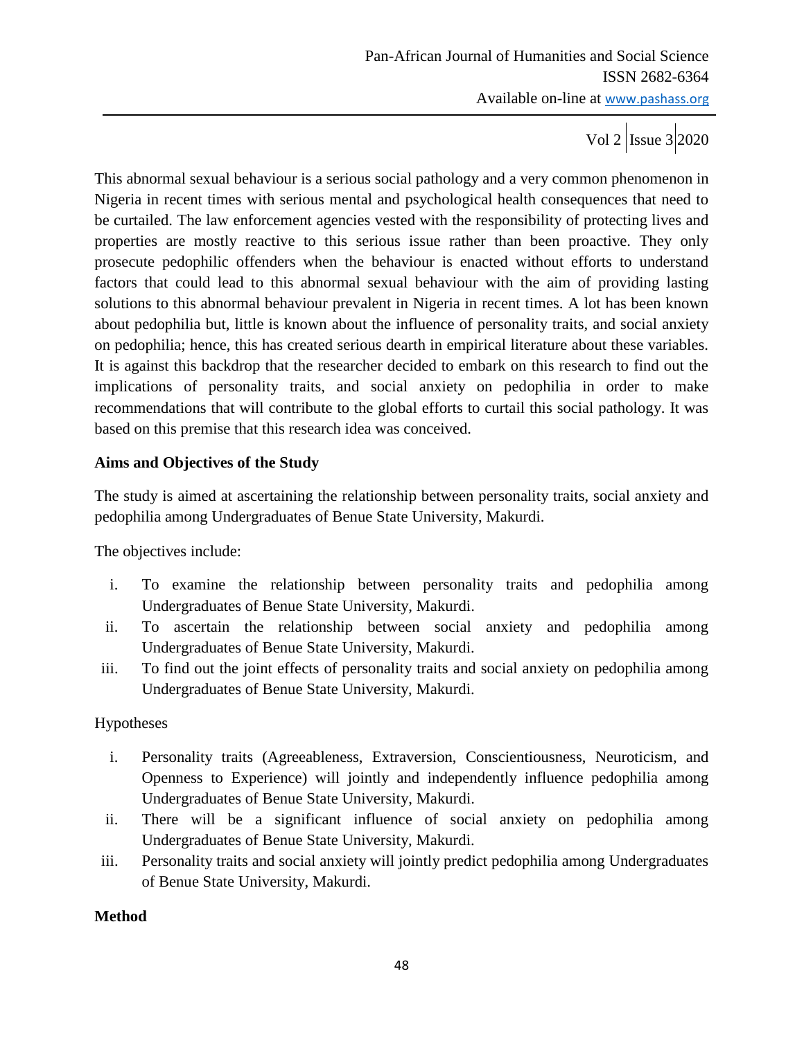This abnormal sexual behaviour is a serious social pathology and a very common phenomenon in Nigeria in recent times with serious mental and psychological health consequences that need to be curtailed. The law enforcement agencies vested with the responsibility of protecting lives and properties are mostly reactive to this serious issue rather than been proactive. They only prosecute pedophilic offenders when the behaviour is enacted without efforts to understand factors that could lead to this abnormal sexual behaviour with the aim of providing lasting solutions to this abnormal behaviour prevalent in Nigeria in recent times. A lot has been known about pedophilia but, little is known about the influence of personality traits, and social anxiety on pedophilia; hence, this has created serious dearth in empirical literature about these variables. It is against this backdrop that the researcher decided to embark on this research to find out the implications of personality traits, and social anxiety on pedophilia in order to make recommendations that will contribute to the global efforts to curtail this social pathology. It was based on this premise that this research idea was conceived.

**Aims and Objectives of the Study**

The study is aimed at ascertaining the relationship between personality traits, social anxiety and pedophilia among Undergraduates of Benue State University, Makurdi.

The objectives include:

i. To examine the relationship between personality traits and pedophilia among Undergraduates of Benue State University, Makurdi.
ii. To ascertain the relationship between social anxiety and pedophilia among Undergraduates of Benue State University, Makurdi.
iii. To find out the joint effects of personality traits and social anxiety on pedophilia among Undergraduates of Benue State University, Makurdi.

Hypotheses

i. Personality traits (Agreeableness, Extraversion, Conscientiousness, Neuroticism, and Openness to Experience) will jointly and independently influence pedophilia among Undergraduates of Benue State University, Makurdi.
ii. There will be a significant influence of social anxiety on pedophilia among Undergraduates of Benue State University, Makurdi.
iii. Personality traits and social anxiety will jointly predict pedophilia among Undergraduates of Benue State University, Makurdi.

**Method**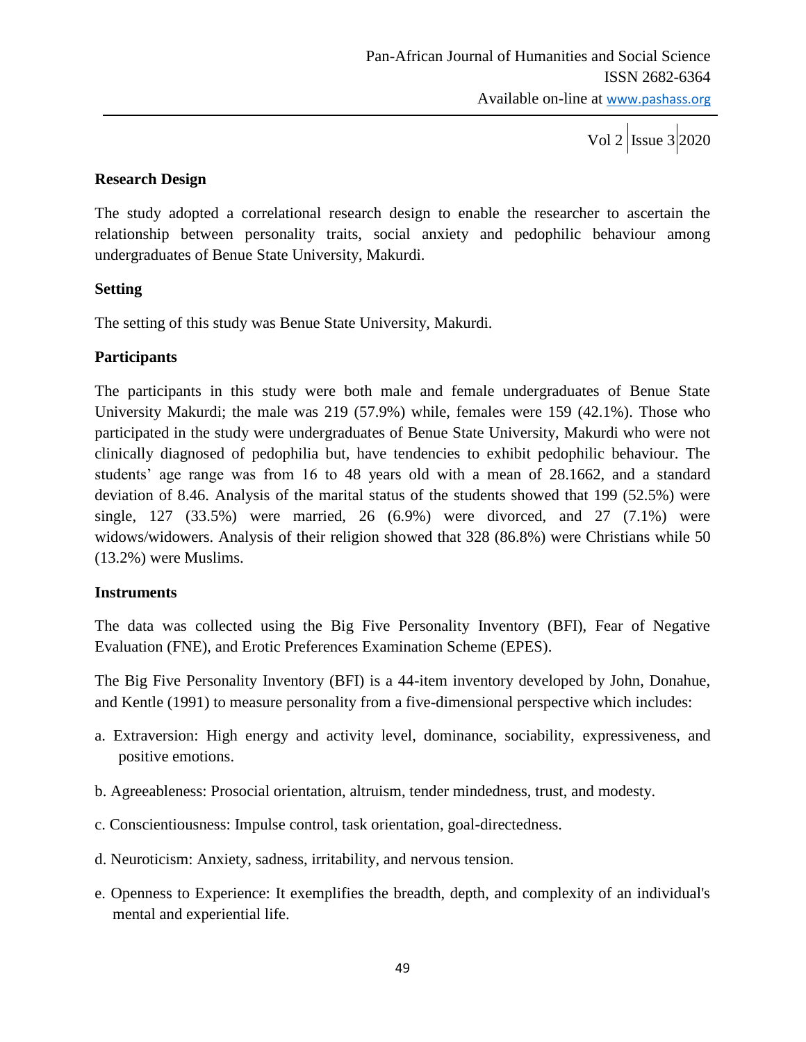**Research Design**

The study adopted a correlational research design to enable the researcher to ascertain the relationship between personality traits, social anxiety and pedophilic behaviour among undergraduates of Benue State University, Makurdi.

**Setting**

The setting of this study was Benue State University, Makurdi.

**Participants**

The participants in this study were both male and female undergraduates of Benue State University Makurdi; the male was 219 (57.9%) while, females were 159 (42.1%). Those who participated in the study were undergraduates of Benue State University, Makurdi who were not clinically diagnosed of pedophilia but, have tendencies to exhibit pedophilic behaviour. The students' age range was from 16 to 48 years old with a mean of 28.1662, and a standard deviation of 8.46. Analysis of the marital status of the students showed that 199 (52.5%) were single, 127 (33.5%) were married, 26 (6.9%) were divorced, and 27 (7.1%) were widows/widowers. Analysis of their religion showed that 328 (86.8%) were Christians while 50 (13.2%) were Muslims.

**Instruments**

The data was collected using the Big Five Personality Inventory (BFI), Fear of Negative Evaluation (FNE), and Erotic Preferences Examination Scheme (EPES).

The Big Five Personality Inventory (BFI) is a 44-item inventory developed by John, Donahue, and Kentle (1991) to measure personality from a five-dimensional perspective which includes:

a. Extraversion: High energy and activity level, dominance, sociability, expressiveness, and positive emotions.

b. Agreeableness: Prosocial orientation, altruism, tender mindedness, trust, and modesty.

c. Conscientiousness: Impulse control, task orientation, goal-directedness.

d. Neuroticism: Anxiety, sadness, irritability, and nervous tension.

e. Openness to Experience: It exemplifies the breadth, depth, and complexity of an individual's mental and experiential life.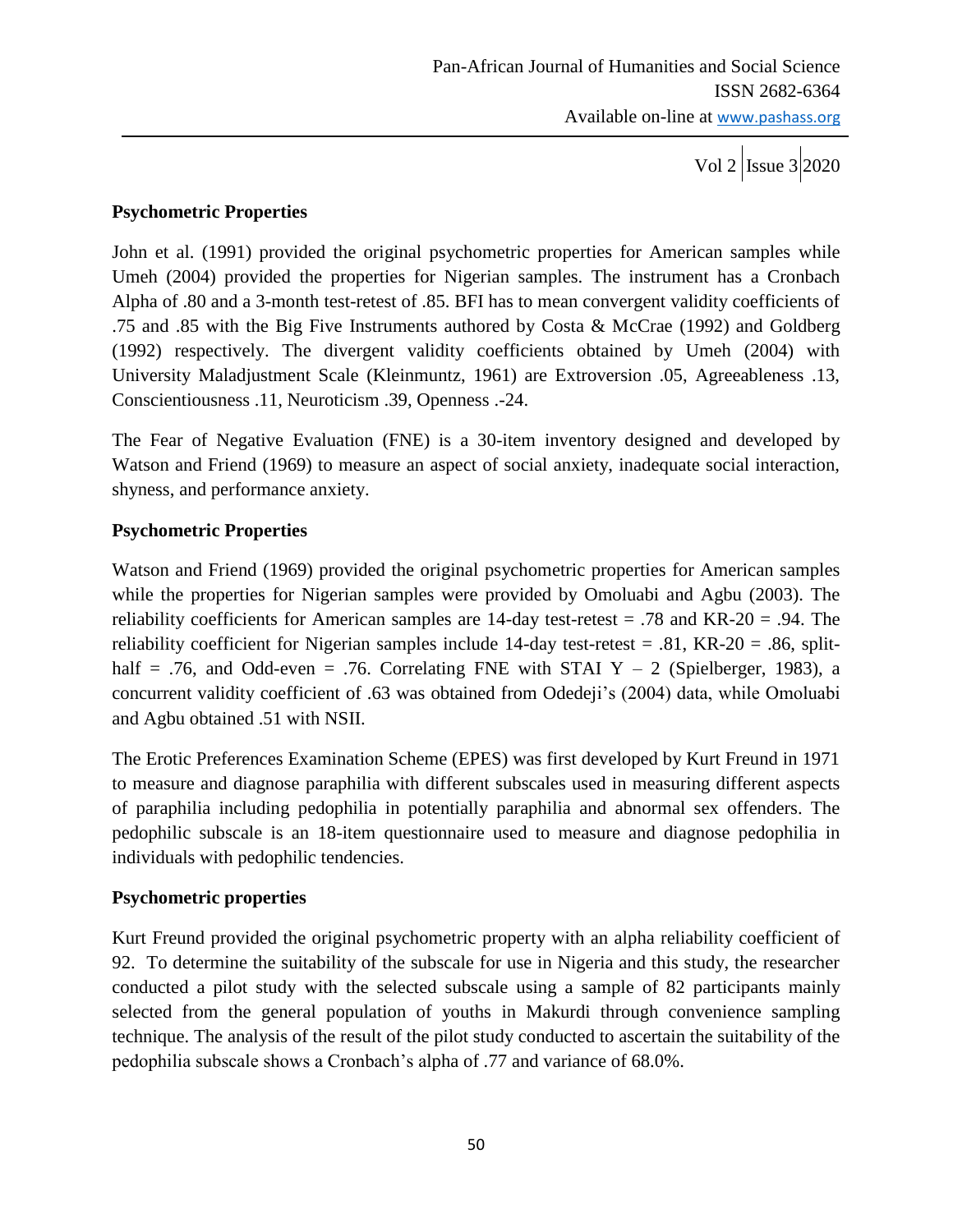### Psychometric Properties

John et al. (1991) provided the original psychometric properties for American samples while Umeh (2004) provided the properties for Nigerian samples. The instrument has a Cronbach Alpha of .80 and a 3-month test-retest of .85. BFI has to mean convergent validity coefficients of .75 and .85 with the Big Five Instruments authored by Costa & McCrae (1992) and Goldberg (1992) respectively. The divergent validity coefficients obtained by Umeh (2004) with University Maladjustment Scale (Kleinmuntz, 1961) are Extroversion .05, Agreeableness .13, Conscientiousness .11, Neuroticism .39, Openness .-24.

The Fear of Negative Evaluation (FNE) is a 30-item inventory designed and developed by Watson and Friend (1969) to measure an aspect of social anxiety, inadequate social interaction, shyness, and performance anxiety.

### Psychometric Properties

Watson and Friend (1969) provided the original psychometric properties for American samples while the properties for Nigerian samples were provided by Omoluabi and Agbu (2003). The reliability coefficients for American samples are 14-day test-retest = .78 and KR-20 = .94. The reliability coefficient for Nigerian samples include 14-day test-retest = .81, KR-20 = .86, split-half = .76, and Odd-even = .76. Correlating FNE with STAI Y – 2 (Spielberger, 1983), a concurrent validity coefficient of .63 was obtained from Odedeji's (2004) data, while Omoluabi and Agbu obtained .51 with NSII.

The Erotic Preferences Examination Scheme (EPES) was first developed by Kurt Freund in 1971 to measure and diagnose paraphilia with different subscales used in measuring different aspects of paraphilia including pedophilia in potentially paraphilia and abnormal sex offenders. The pedophilic subscale is an 18-item questionnaire used to measure and diagnose pedophilia in individuals with pedophilic tendencies.

### Psychometric properties

Kurt Freund provided the original psychometric property with an alpha reliability coefficient of 92. To determine the suitability of the subscale for use in Nigeria and this study, the researcher conducted a pilot study with the selected subscale using a sample of 82 participants mainly selected from the general population of youths in Makurdi through convenience sampling technique. The analysis of the result of the pilot study conducted to ascertain the suitability of the pedophilia subscale shows a Cronbach's alpha of .77 and variance of 68.0%.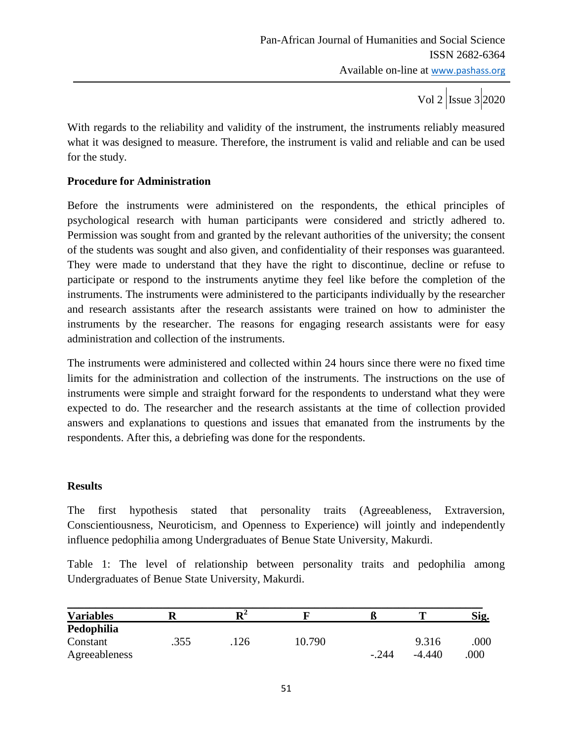With regards to the reliability and validity of the instrument, the instruments reliably measured what it was designed to measure. Therefore, the instrument is valid and reliable and can be used for the study.

**Procedure for Administration**

Before the instruments were administered on the respondents, the ethical principles of psychological research with human participants were considered and strictly adhered to. Permission was sought from and granted by the relevant authorities of the university; the consent of the students was sought and also given, and confidentiality of their responses was guaranteed. They were made to understand that they have the right to discontinue, decline or refuse to participate or respond to the instruments anytime they feel like before the completion of the instruments. The instruments were administered to the participants individually by the researcher and research assistants after the research assistants were trained on how to administer the instruments by the researcher. The reasons for engaging research assistants were for easy administration and collection of the instruments.

The instruments were administered and collected within 24 hours since there were no fixed time limits for the administration and collection of the instruments. The instructions on the use of instruments were simple and straight forward for the respondents to understand what they were expected to do. The researcher and the research assistants at the time of collection provided answers and explanations to questions and issues that emanated from the instruments by the respondents. After this, a debriefing was done for the respondents.

**Results**

The first hypothesis stated that personality traits (Agreeableness, Extraversion, Conscientiousness, Neuroticism, and Openness to Experience) will jointly and independently influence pedophilia among Undergraduates of Benue State University, Makurdi.

Table 1: The level of relationship between personality traits and pedophilia among Undergraduates of Benue State University, Makurdi.

| Variables | R | $R^2$ | F | ß | T | Sig. |
|---|---|---|---|---|---|---|
| **Pedophilia** | | | | | | |
| Constant | .355 | .126 | 10.790 | | 9.316 | .000 |
| Agreeableness | | | | -.244 | -4.440 | .000 |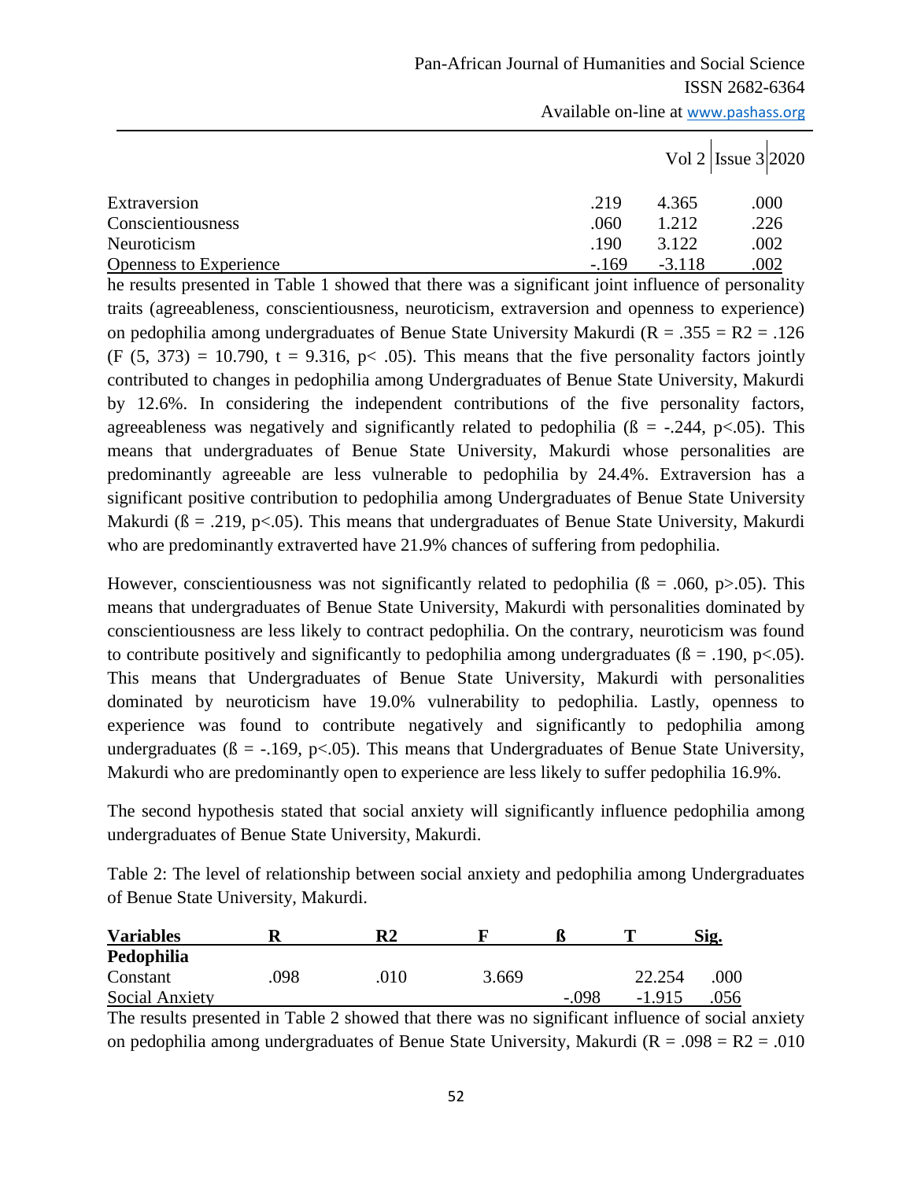| | | | |
|---|---|---|---|
| Extraversion | .219 | 4.365 | .000 |
| Conscientiousness | .060 | 1.212 | .226 |
| Neuroticism | .190 | 3.122 | .002 |
| Openness to Experience | -.169 | -3.118 | .002 |

he results presented in Table 1 showed that there was a significant joint influence of personality traits (agreeableness, conscientiousness, neuroticism, extraversion and openness to experience) on pedophilia among undergraduates of Benue State University Makurdi ($R = .355 = R2 = .126$ ($F (5, 373) = 10.790$, $t = 9.316$, $p< .05$). This means that the five personality factors jointly contributed to changes in pedophilia among Undergraduates of Benue State University, Makurdi by 12.6%. In considering the independent contributions of the five personality factors, agreeableness was negatively and significantly related to pedophilia ($ß = -.244$, $p<.05$). This means that undergraduates of Benue State University, Makurdi whose personalities are predominantly agreeable are less vulnerable to pedophilia by 24.4%. Extraversion has a significant positive contribution to pedophilia among Undergraduates of Benue State University Makurdi ($ß = .219$, $p<.05$). This means that undergraduates of Benue State University, Makurdi who are predominantly extraverted have 21.9% chances of suffering from pedophilia.

However, conscientiousness was not significantly related to pedophilia ($ß = .060$, $p>.05$). This means that undergraduates of Benue State University, Makurdi with personalities dominated by conscientiousness are less likely to contract pedophilia. On the contrary, neuroticism was found to contribute positively and significantly to pedophilia among undergraduates ($ß = .190$, $p<.05$). This means that Undergraduates of Benue State University, Makurdi with personalities dominated by neuroticism have 19.0% vulnerability to pedophilia. Lastly, openness to experience was found to contribute negatively and significantly to pedophilia among undergraduates ($ß = -.169$, $p<.05$). This means that Undergraduates of Benue State University, Makurdi who are predominantly open to experience are less likely to suffer pedophilia 16.9%.

The second hypothesis stated that social anxiety will significantly influence pedophilia among undergraduates of Benue State University, Makurdi.

Table 2: The level of relationship between social anxiety and pedophilia among Undergraduates of Benue State University, Makurdi.

| Variables | R | R2 | F | ß | T | Sig. |
|---|---|---|---|---|---|---|
| **Pedophilia** | | | | | | |
| Constant | .098 | .010 | 3.669 | | 22.254 | .000 |
| Social Anxiety | | | | -.098 | -1.915 | .056 |

The results presented in Table 2 showed that there was no significant influence of social anxiety on pedophilia among undergraduates of Benue State University, Makurdi ($R = .098 = R2 = .010$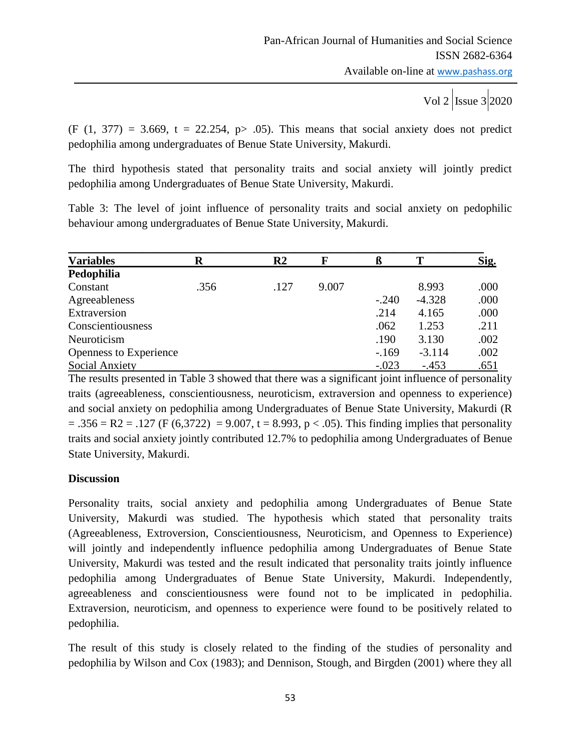(F (1, 377) = 3.669, t = 22.254, p> .05). This means that social anxiety does not predict pedophilia among undergraduates of Benue State University, Makurdi.

The third hypothesis stated that personality traits and social anxiety will jointly predict pedophilia among Undergraduates of Benue State University, Makurdi.

Table 3: The level of joint influence of personality traits and social anxiety on pedophilic behaviour among undergraduates of Benue State University, Makurdi.

| Variables | R | R2 | F | ß | T | Sig. |
|---|---|---|---|---|---|---|
| **Pedophilia** | | | | | | |
| Constant | .356 | .127 | 9.007 | | 8.993 | .000 |
| Agreeableness | | | | -.240 | -4.328 | .000 |
| Extraversion | | | | .214 | 4.165 | .000 |
| Conscientiousness | | | | .062 | 1.253 | .211 |
| Neuroticism | | | | .190 | 3.130 | .002 |
| Openness to Experience | | | | -.169 | -3.114 | .002 |
| Social Anxiety | | | | -.023 | -.453 | .651 |

The results presented in Table 3 showed that there was a significant joint influence of personality traits (agreeableness, conscientiousness, neuroticism, extraversion and openness to experience) and social anxiety on pedophilia among Undergraduates of Benue State University, Makurdi (R = .356 = R2 = .127 (F (6,3722) = 9.007, t = 8.993, p < .05). This finding implies that personality traits and social anxiety jointly contributed 12.7% to pedophilia among Undergraduates of Benue State University, Makurdi.

**Discussion**

Personality traits, social anxiety and pedophilia among Undergraduates of Benue State University, Makurdi was studied. The hypothesis which stated that personality traits (Agreeableness, Extroversion, Conscientiousness, Neuroticism, and Openness to Experience) will jointly and independently influence pedophilia among Undergraduates of Benue State University, Makurdi was tested and the result indicated that personality traits jointly influence pedophilia among Undergraduates of Benue State University, Makurdi. Independently, agreeableness and conscientiousness were found not to be implicated in pedophilia. Extraversion, neuroticism, and openness to experience were found to be positively related to pedophilia.

The result of this study is closely related to the finding of the studies of personality and pedophilia by Wilson and Cox (1983); and Dennison, Stough, and Birgden (2001) where they all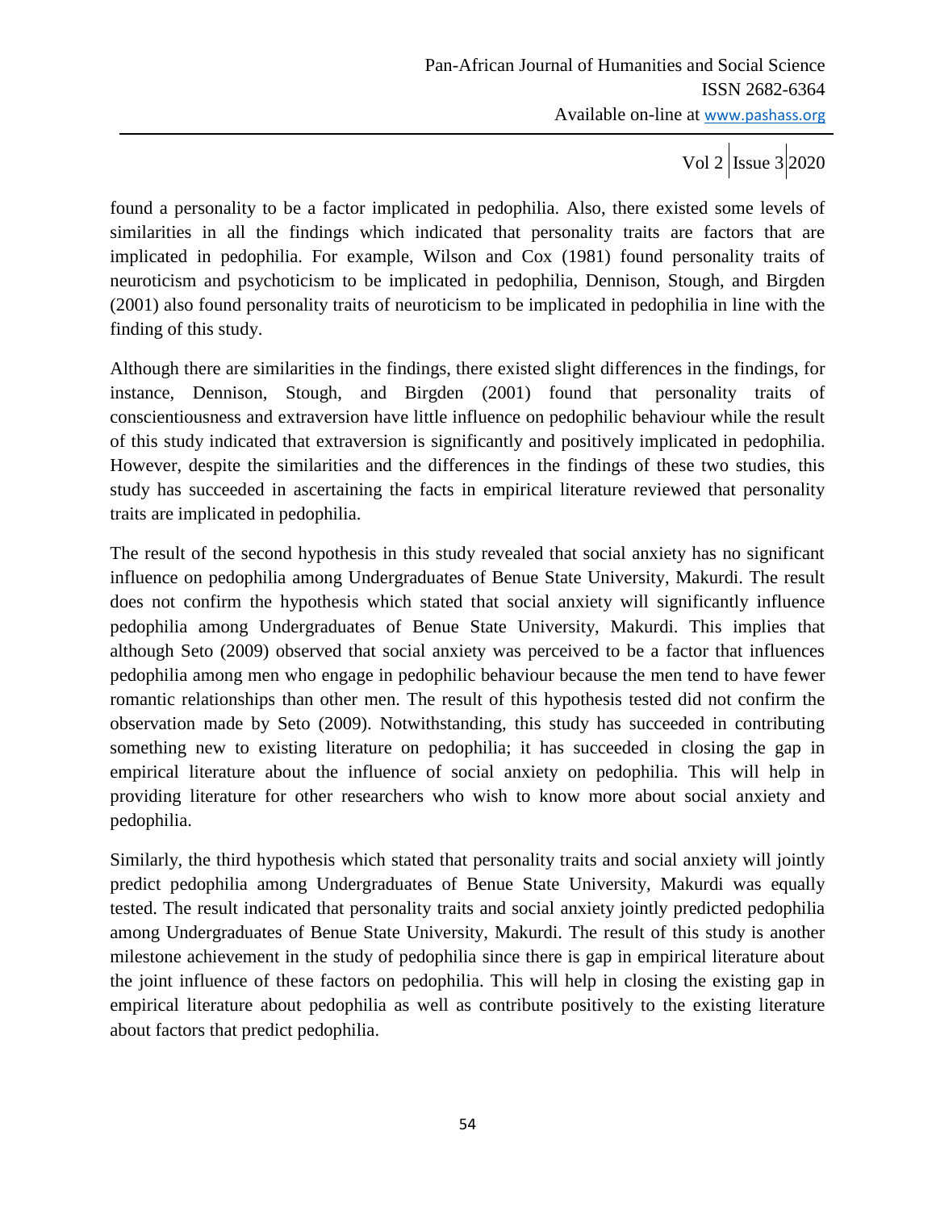found a personality to be a factor implicated in pedophilia. Also, there existed some levels of similarities in all the findings which indicated that personality traits are factors that are implicated in pedophilia. For example, Wilson and Cox (1981) found personality traits of neuroticism and psychoticism to be implicated in pedophilia, Dennison, Stough, and Birgden (2001) also found personality traits of neuroticism to be implicated in pedophilia in line with the finding of this study.

Although there are similarities in the findings, there existed slight differences in the findings, for instance, Dennison, Stough, and Birgden (2001) found that personality traits of conscientiousness and extraversion have little influence on pedophilic behaviour while the result of this study indicated that extraversion is significantly and positively implicated in pedophilia. However, despite the similarities and the differences in the findings of these two studies, this study has succeeded in ascertaining the facts in empirical literature reviewed that personality traits are implicated in pedophilia.

The result of the second hypothesis in this study revealed that social anxiety has no significant influence on pedophilia among Undergraduates of Benue State University, Makurdi. The result does not confirm the hypothesis which stated that social anxiety will significantly influence pedophilia among Undergraduates of Benue State University, Makurdi. This implies that although Seto (2009) observed that social anxiety was perceived to be a factor that influences pedophilia among men who engage in pedophilic behaviour because the men tend to have fewer romantic relationships than other men. The result of this hypothesis tested did not confirm the observation made by Seto (2009). Notwithstanding, this study has succeeded in contributing something new to existing literature on pedophilia; it has succeeded in closing the gap in empirical literature about the influence of social anxiety on pedophilia. This will help in providing literature for other researchers who wish to know more about social anxiety and pedophilia.

Similarly, the third hypothesis which stated that personality traits and social anxiety will jointly predict pedophilia among Undergraduates of Benue State University, Makurdi was equally tested. The result indicated that personality traits and social anxiety jointly predicted pedophilia among Undergraduates of Benue State University, Makurdi. The result of this study is another milestone achievement in the study of pedophilia since there is gap in empirical literature about the joint influence of these factors on pedophilia. This will help in closing the existing gap in empirical literature about pedophilia as well as contribute positively to the existing literature about factors that predict pedophilia.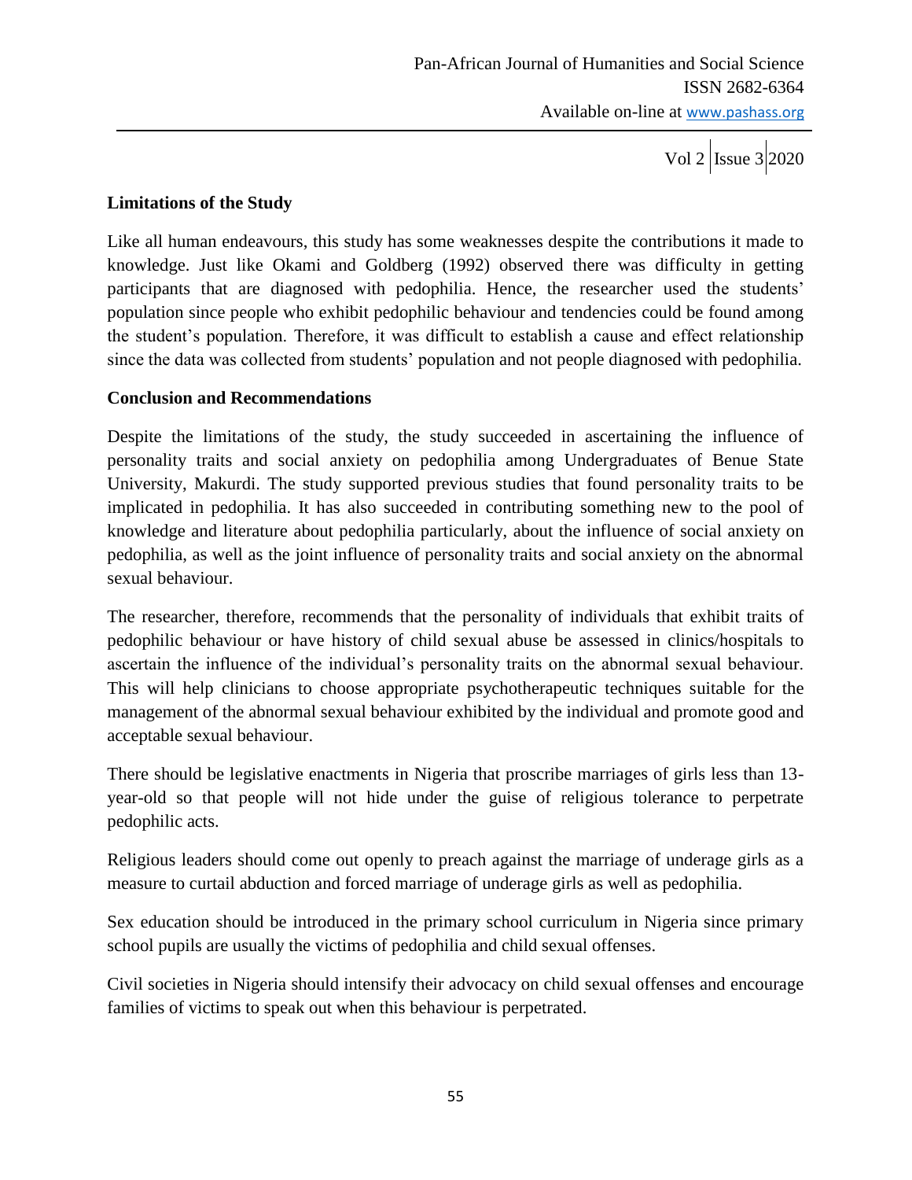## Limitations of the Study

Like all human endeavours, this study has some weaknesses despite the contributions it made to knowledge. Just like Okami and Goldberg (1992) observed there was difficulty in getting participants that are diagnosed with pedophilia. Hence, the researcher used the students' population since people who exhibit pedophilic behaviour and tendencies could be found among the student's population. Therefore, it was difficult to establish a cause and effect relationship since the data was collected from students' population and not people diagnosed with pedophilia.

## Conclusion and Recommendations

Despite the limitations of the study, the study succeeded in ascertaining the influence of personality traits and social anxiety on pedophilia among Undergraduates of Benue State University, Makurdi. The study supported previous studies that found personality traits to be implicated in pedophilia. It has also succeeded in contributing something new to the pool of knowledge and literature about pedophilia particularly, about the influence of social anxiety on pedophilia, as well as the joint influence of personality traits and social anxiety on the abnormal sexual behaviour.

The researcher, therefore, recommends that the personality of individuals that exhibit traits of pedophilic behaviour or have history of child sexual abuse be assessed in clinics/hospitals to ascertain the influence of the individual's personality traits on the abnormal sexual behaviour. This will help clinicians to choose appropriate psychotherapeutic techniques suitable for the management of the abnormal sexual behaviour exhibited by the individual and promote good and acceptable sexual behaviour.

There should be legislative enactments in Nigeria that proscribe marriages of girls less than 13-year-old so that people will not hide under the guise of religious tolerance to perpetrate pedophilic acts.

Religious leaders should come out openly to preach against the marriage of underage girls as a measure to curtail abduction and forced marriage of underage girls as well as pedophilia.

Sex education should be introduced in the primary school curriculum in Nigeria since primary school pupils are usually the victims of pedophilia and child sexual offenses.

Civil societies in Nigeria should intensify their advocacy on child sexual offenses and encourage families of victims to speak out when this behaviour is perpetrated.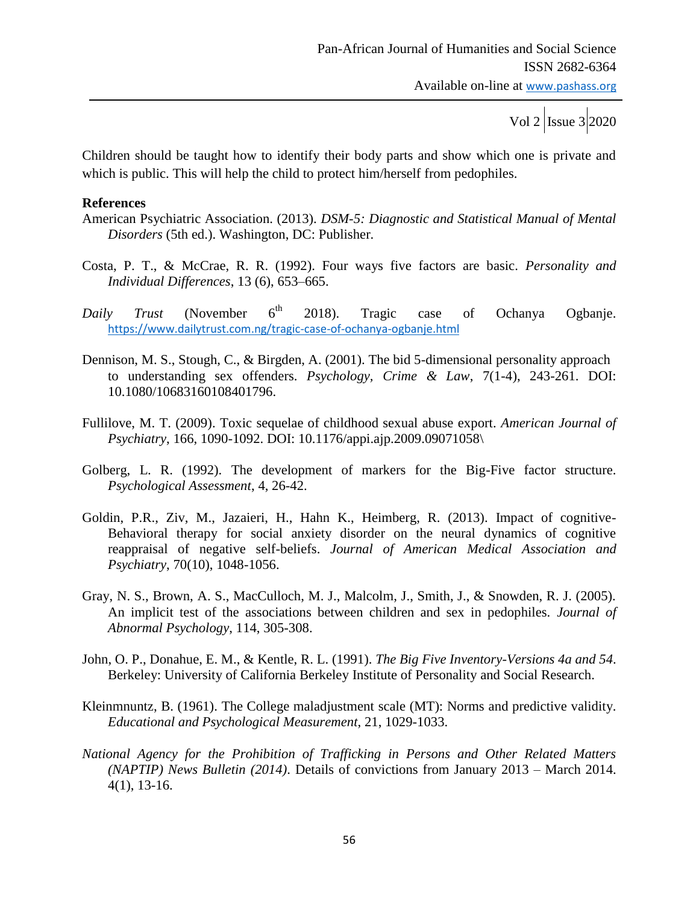Children should be taught how to identify their body parts and show which one is private and which is public. This will help the child to protect him/herself from pedophiles.

**References**

American Psychiatric Association. (2013). *DSM-5: Diagnostic and Statistical Manual of Mental Disorders* (5th ed.). Washington, DC: Publisher.

Costa, P. T., & McCrae, R. R. (1992). Four ways five factors are basic. *Personality and Individual Differences*, 13 (6), 653–665.

*Daily Trust* (November 6th 2018). Tragic case of Ochanya Ogbanje. https://www.dailytrust.com.ng/tragic-case-of-ochanya-ogbanje.html

Dennison, M. S., Stough, C., & Birgden, A. (2001). The bid 5-dimensional personality approach to understanding sex offenders. *Psychology, Crime & Law*, 7(1-4), 243-261. DOI: 10.1080/10683160108401796.

Fullilove, M. T. (2009). Toxic sequelae of childhood sexual abuse export. *American Journal of Psychiatry*, 166, 1090-1092. DOI: 10.1176/appi.ajp.2009.09071058\

Golberg, L. R. (1992). The development of markers for the Big-Five factor structure. *Psychological Assessment*, 4, 26-42.

Goldin, P.R., Ziv, M., Jazaieri, H., Hahn K., Heimberg, R. (2013). Impact of cognitive-Behavioral therapy for social anxiety disorder on the neural dynamics of cognitive reappraisal of negative self-beliefs. *Journal of American Medical Association and Psychiatry*, 70(10), 1048-1056.

Gray, N. S., Brown, A. S., MacCulloch, M. J., Malcolm, J., Smith, J., & Snowden, R. J. (2005). An implicit test of the associations between children and sex in pedophiles. *Journal of Abnormal Psychology*, 114, 305-308.

John, O. P., Donahue, E. M., & Kentle, R. L. (1991). *The Big Five Inventory-Versions 4a and 54*. Berkeley: University of California Berkeley Institute of Personality and Social Research.

Kleinmnuntz, B. (1961). The College maladjustment scale (MT): Norms and predictive validity. *Educational and Psychological Measurement*, 21, 1029-1033.

*National Agency for the Prohibition of Trafficking in Persons and Other Related Matters (NAPTIP) News Bulletin (2014)*. Details of convictions from January 2013 – March 2014. 4(1), 13-16.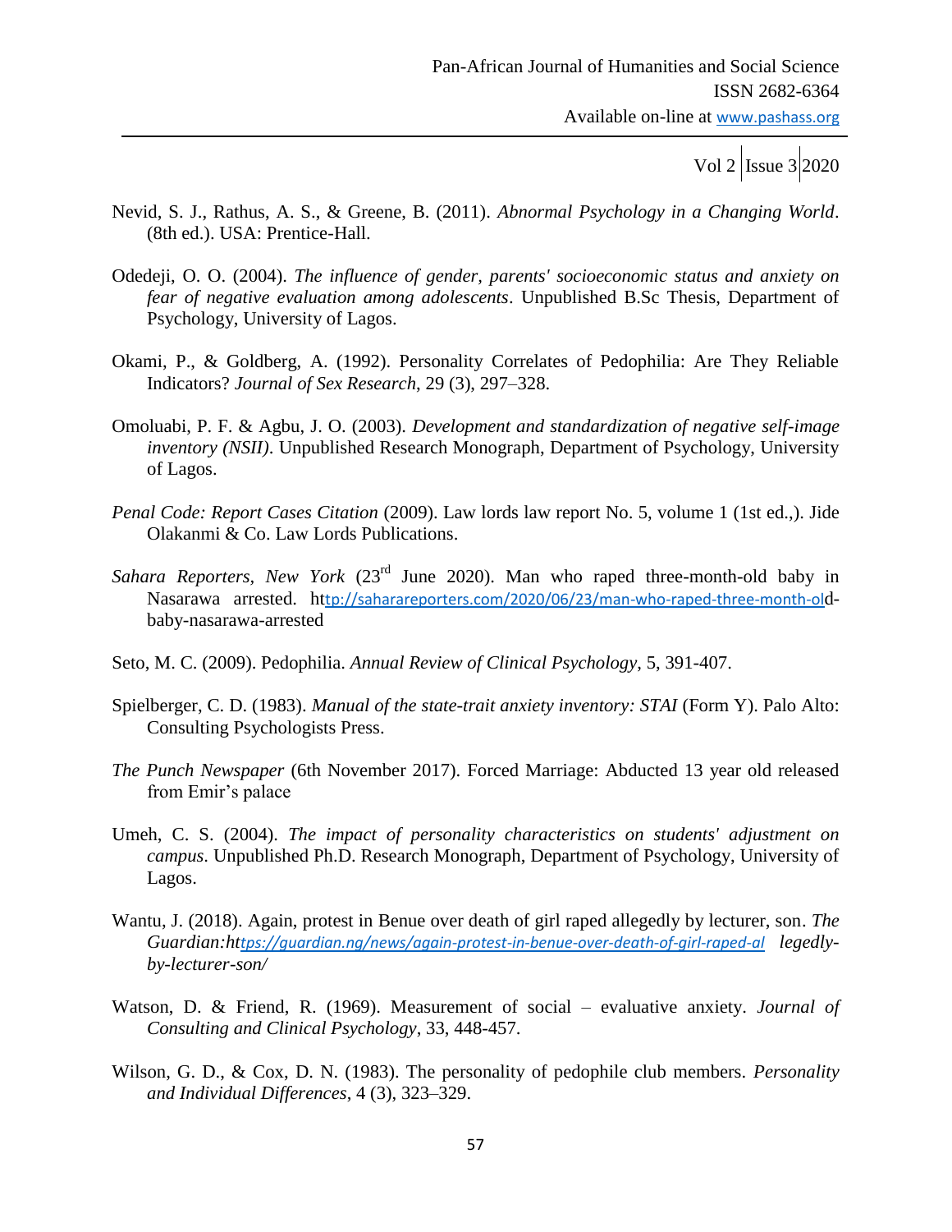Nevid, S. J., Rathus, A. S., & Greene, B. (2011). *Abnormal Psychology in a Changing World*. (8th ed.). USA: Prentice-Hall.

Odedeji, O. O. (2004). *The influence of gender, parents' socioeconomic status and anxiety on fear of negative evaluation among adolescents*. Unpublished B.Sc Thesis, Department of Psychology, University of Lagos.

Okami, P., & Goldberg, A. (1992). Personality Correlates of Pedophilia: Are They Reliable Indicators? *Journal of Sex Research*, 29 (3), 297–328.

Omoluabi, P. F. & Agbu, J. O. (2003). *Development and standardization of negative self-image inventory (NSII)*. Unpublished Research Monograph, Department of Psychology, University of Lagos.

*Penal Code: Report Cases Citation* (2009). Law lords law report No. 5, volume 1 (1st ed.,). Jide Olakanmi & Co. Law Lords Publications.

*Sahara Reporters, New York* (23rd June 2020). Man who raped three-month-old baby in Nasarawa arrested. http://saharareporters.com/2020/06/23/man-who-raped-three-month-old-baby-nasarawa-arrested

Seto, M. C. (2009). Pedophilia. *Annual Review of Clinical Psychology*, 5, 391-407.

Spielberger, C. D. (1983). *Manual of the state-trait anxiety inventory: STAI* (Form Y). Palo Alto: Consulting Psychologists Press.

*The Punch Newspaper* (6th November 2017). Forced Marriage: Abducted 13 year old released from Emir's palace

Umeh, C. S. (2004). *The impact of personality characteristics on students' adjustment on campus*. Unpublished Ph.D. Research Monograph, Department of Psychology, University of Lagos.

Wantu, J. (2018). Again, protest in Benue over death of girl raped allegedly by lecturer, son. *The Guardian:https://guardian.ng/news/again-protest-in-benue-over-death-of-girl-raped-allegedly-by-lecturer-son/*

Watson, D. & Friend, R. (1969). Measurement of social – evaluative anxiety. *Journal of Consulting and Clinical Psychology*, 33, 448-457.

Wilson, G. D., & Cox, D. N. (1983). The personality of pedophile club members. *Personality and Individual Differences*, 4 (3), 323–329.